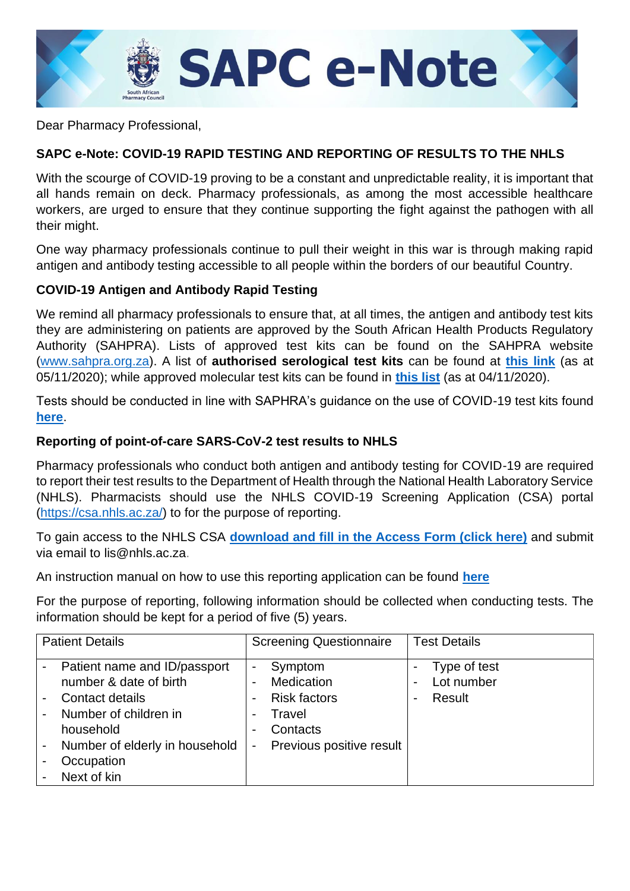# SAPC e-Note

Dear Pharmacy Professional,

**SAPC e-Note: COVID-19 RAPID TESTING AND REPORTING OF RESULTS TO THE NHLS**

With the scourge of COVID-19 proving to be a constant and unpredictable reality, it is important that all hands remain on deck. Pharmacy professionals, as among the most accessible healthcare workers, are urged to ensure that they continue supporting the fight against the pathogen with all their might.

One way pharmacy professionals continue to pull their weight in this war is through making rapid antigen and antibody testing accessible to all people within the borders of our beautiful Country.

**COVID-19 Antigen and Antibody Rapid Testing**

We remind all pharmacy professionals to ensure that, at all times, the antigen and antibody test kits they are administering on patients are approved by the South African Health Products Regulatory Authority (SAHPRA). Lists of approved test kits can be found on the SAHPRA website (www.sahpra.org.za). A list of **authorised serological test kits** can be found at **this link** (as at 05/11/2020); while approved molecular test kits can be found in **this list** (as at 04/11/2020).

Tests should be conducted in line with SAPHRA's guidance on the use of COVID-19 test kits found **here**.

**Reporting of point-of-care SARS-CoV-2 test results to NHLS**

Pharmacy professionals who conduct both antigen and antibody testing for COVID-19 are required to report their test results to the Department of Health through the National Health Laboratory Service (NHLS). Pharmacists should use the NHLS COVID-19 Screening Application (CSA) portal (https://csa.nhls.ac.za/) to for the purpose of reporting.

To gain access to the NHLS CSA **download and fill in the Access Form (click here)** and submit via email to lis@nhls.ac.za.

An instruction manual on how to use this reporting application can be found **here**

For the purpose of reporting, following information should be collected when conducting tests. The information should be kept for a period of five (5) years.

| Patient Details | Screening Questionnaire | Test Details |
|---|---|---|
| - Patient name and ID/passport number & date of birth<br>- Contact details<br>- Number of children in household<br>- Number of elderly in household<br>- Occupation<br>- Next of kin | - Symptom<br>- Medication<br>- Risk factors<br>- Travel<br>- Contacts<br>- Previous positive result | - Type of test<br>- Lot number<br>- Result |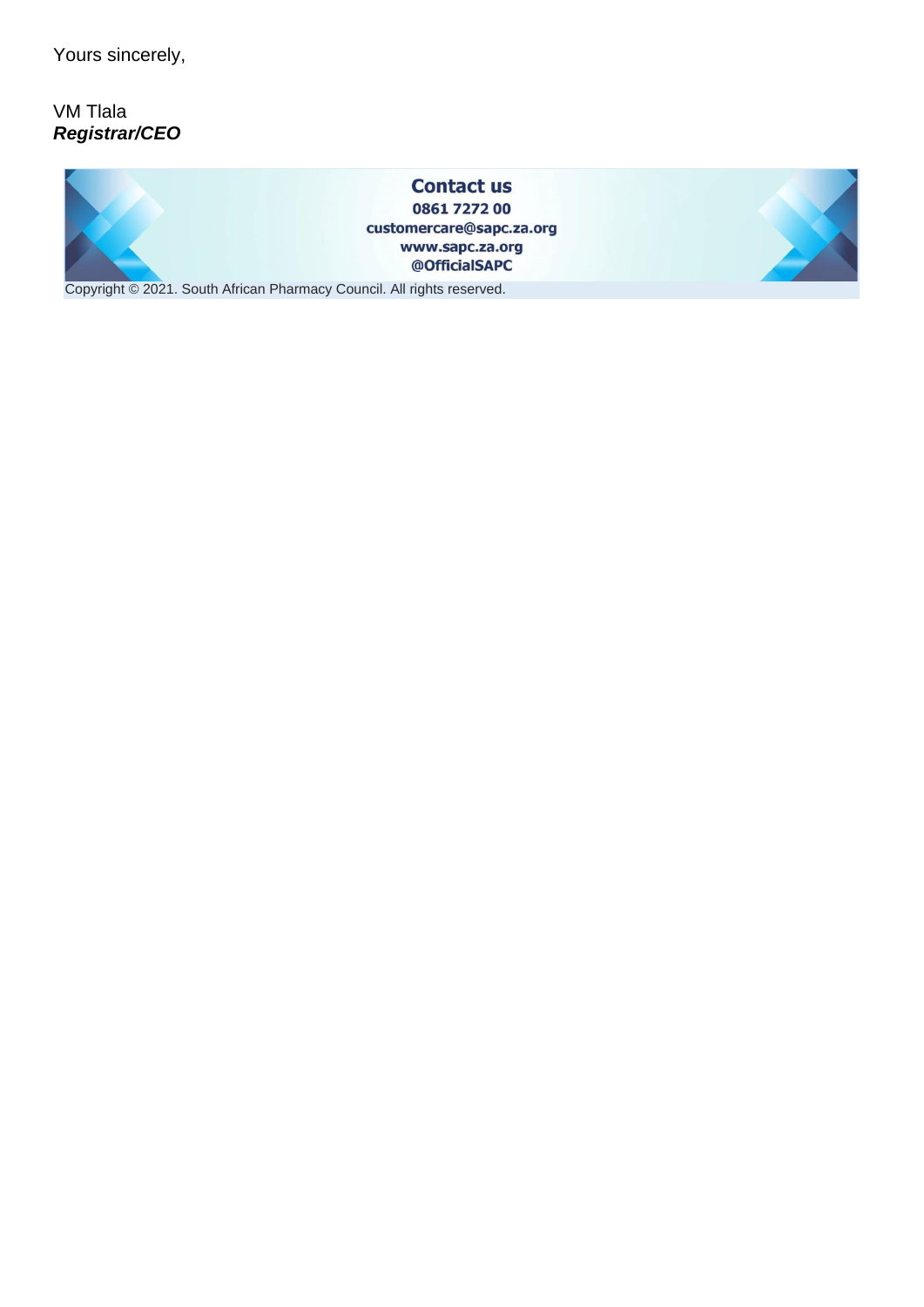Yours sincerely,

VM Tlala
***Registrar/CEO***

**Contact us**
**0861 7272 00**
**customercare@sapc.za.org**
**www.sapc.za.org**
**@OfficialSAPC**

Copyright © 2021. South African Pharmacy Council. All rights reserved.